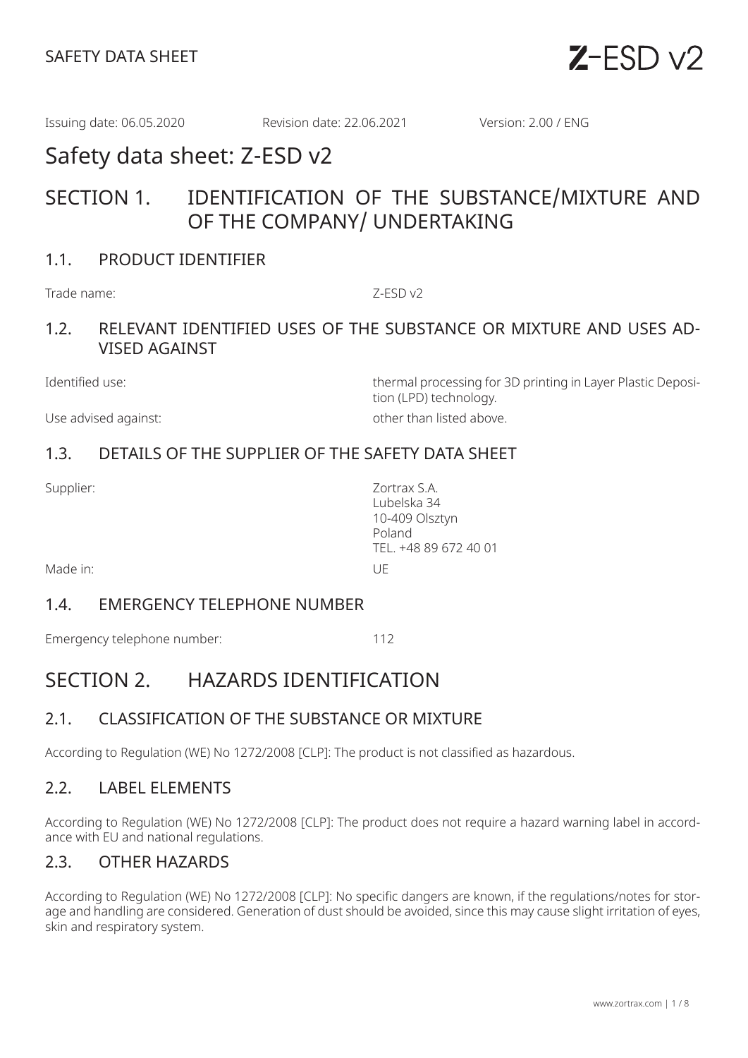Issuing date: 06.05.2020 Revision date: 22.06.2021 Version: 2.00 / ENG

# Safety data sheet: Z-ESD v2

## SECTION 1. IDENTIFICATION OF THE SUBSTANCE/MIXTURE AND OF THE COMPANY/ UNDERTAKING

### 1.1. PRODUCT IDENTIFIER

Trade name: Z-ESD v2

### 1.2. RELEVANT IDENTIFIED USES OF THE SUBSTANCE OR MIXTURE AND USES ADVISED AGAINST

Identified use: thermal processing for 3D printing in Layer Plastic Deposition (LPD) technology.

Use advised against: other than listed above.

### 1.3. DETAILS OF THE SUPPLIER OF THE SAFETY DATA SHEET

Supplier: Zortrax S.A.
Lubelska 34
10-409 Olsztyn
Poland
TEL. +48 89 672 40 01

Made in: UE

### 1.4. EMERGENCY TELEPHONE NUMBER

Emergency telephone number: 112

## SECTION 2. HAZARDS IDENTIFICATION

### 2.1. CLASSIFICATION OF THE SUBSTANCE OR MIXTURE

According to Regulation (WE) No 1272/2008 [CLP]: The product is not classified as hazardous.

### 2.2. LABEL ELEMENTS

According to Regulation (WE) No 1272/2008 [CLP]: The product does not require a hazard warning label in accordance with EU and national regulations.

### 2.3. OTHER HAZARDS

According to Regulation (WE) No 1272/2008 [CLP]: No specific dangers are known, if the regulations/notes for storage and handling are considered. Generation of dust should be avoided, since this may cause slight irritation of eyes, skin and respiratory system.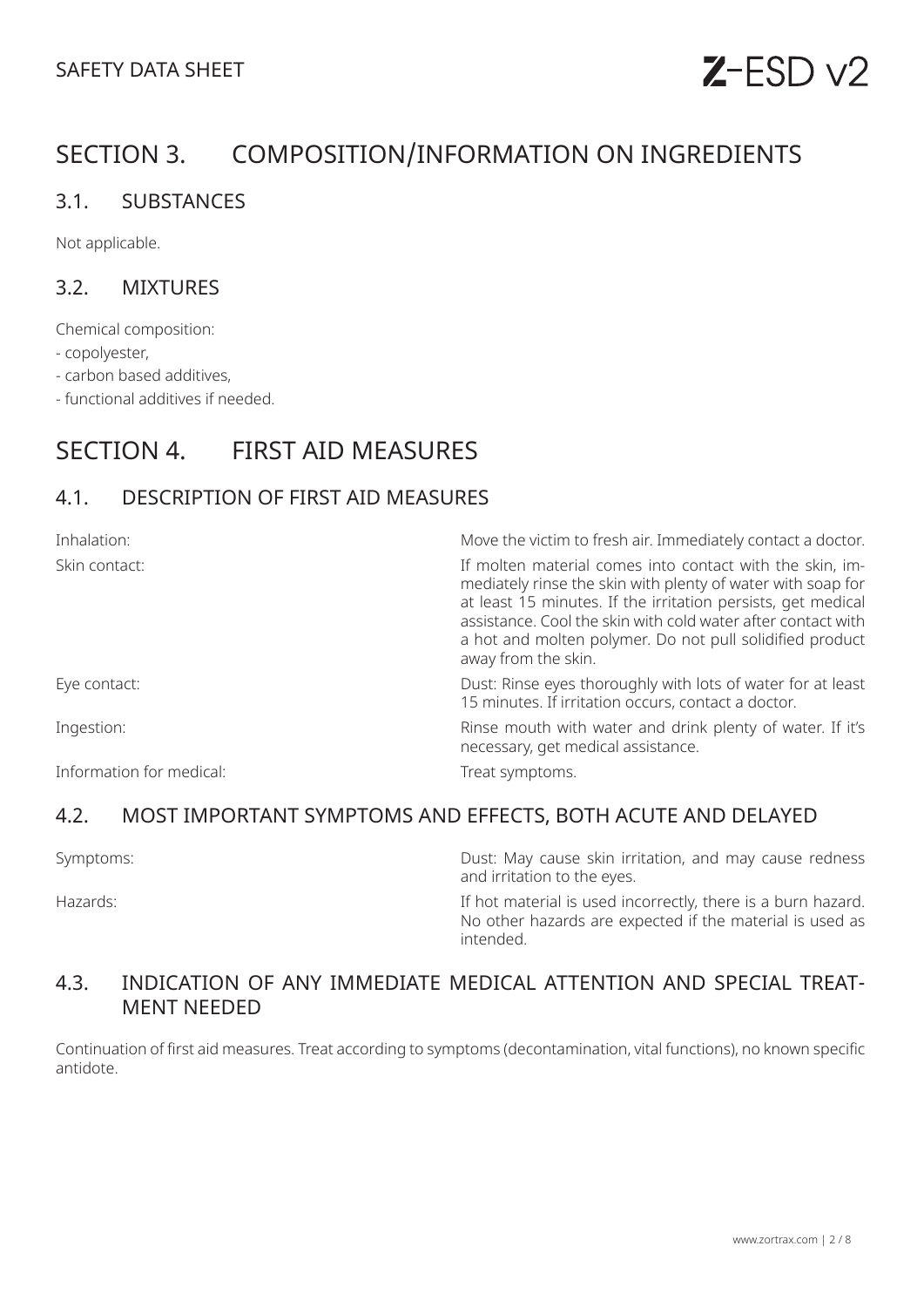# SECTION 3. COMPOSITION/INFORMATION ON INGREDIENTS

## 3.1. SUBSTANCES

Not applicable.

## 3.2. MIXTURES

Chemical composition:

- copolyester,
- carbon based additives,
- functional additives if needed.

# SECTION 4. FIRST AID MEASURES

## 4.1. DESCRIPTION OF FIRST AID MEASURES

| | |
|---|---|
| Inhalation: | Move the victim to fresh air. Immediately contact a doctor. |
| Skin contact: | If molten material comes into contact with the skin, immediately rinse the skin with plenty of water with soap for at least 15 minutes. If the irritation persists, get medical assistance. Cool the skin with cold water after contact with a hot and molten polymer. Do not pull solidified product away from the skin. |
| Eye contact: | Dust: Rinse eyes thoroughly with lots of water for at least 15 minutes. If irritation occurs, contact a doctor. |
| Ingestion: | Rinse mouth with water and drink plenty of water. If it's necessary, get medical assistance. |
| Information for medical: | Treat symptoms. |

## 4.2. MOST IMPORTANT SYMPTOMS AND EFFECTS, BOTH ACUTE AND DELAYED

| | |
|---|---|
| Symptoms: | Dust: May cause skin irritation, and may cause redness and irritation to the eyes. |
| Hazards: | If hot material is used incorrectly, there is a burn hazard. No other hazards are expected if the material is used as intended. |

## 4.3. INDICATION OF ANY IMMEDIATE MEDICAL ATTENTION AND SPECIAL TREATMENT NEEDED

Continuation of first aid measures. Treat according to symptoms (decontamination, vital functions), no known specific antidote.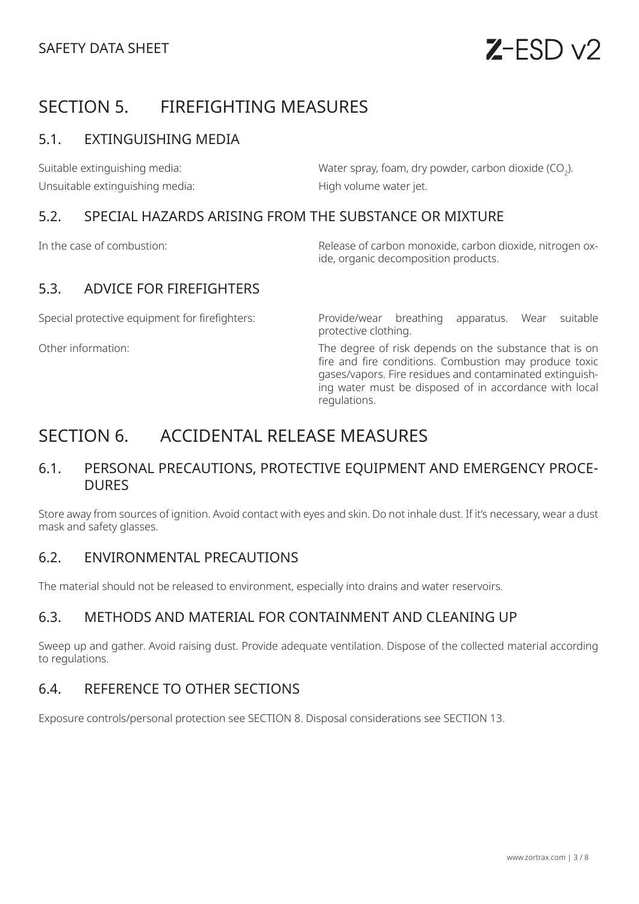# SECTION 5. FIREFIGHTING MEASURES

## 5.1. EXTINGUISHING MEDIA

| | |
|---|---|
| Suitable extinguishing media: | Water spray, foam, dry powder, carbon dioxide ($CO_2$). |
| Unsuitable extinguishing media: | High volume water jet. |

## 5.2. SPECIAL HAZARDS ARISING FROM THE SUBSTANCE OR MIXTURE

| | |
|---|---|
| In the case of combustion: | Release of carbon monoxide, carbon dioxide, nitrogen oxide, organic decomposition products. |

## 5.3. ADVICE FOR FIREFIGHTERS

| | |
|---|---|
| Special protective equipment for firefighters: | Provide/wear breathing apparatus. Wear suitable protective clothing. |
| Other information: | The degree of risk depends on the substance that is on fire and fire conditions. Combustion may produce toxic gases/vapors. Fire residues and contaminated extinguishing water must be disposed of in accordance with local regulations. |

# SECTION 6. ACCIDENTAL RELEASE MEASURES

## 6.1. PERSONAL PRECAUTIONS, PROTECTIVE EQUIPMENT AND EMERGENCY PROCEDURES

Store away from sources of ignition. Avoid contact with eyes and skin. Do not inhale dust. If it's necessary, wear a dust mask and safety glasses.

## 6.2. ENVIRONMENTAL PRECAUTIONS

The material should not be released to environment, especially into drains and water reservoirs.

## 6.3. METHODS AND MATERIAL FOR CONTAINMENT AND CLEANING UP

Sweep up and gather. Avoid raising dust. Provide adequate ventilation. Dispose of the collected material according to regulations.

## 6.4. REFERENCE TO OTHER SECTIONS

Exposure controls/personal protection see SECTION 8. Disposal considerations see SECTION 13.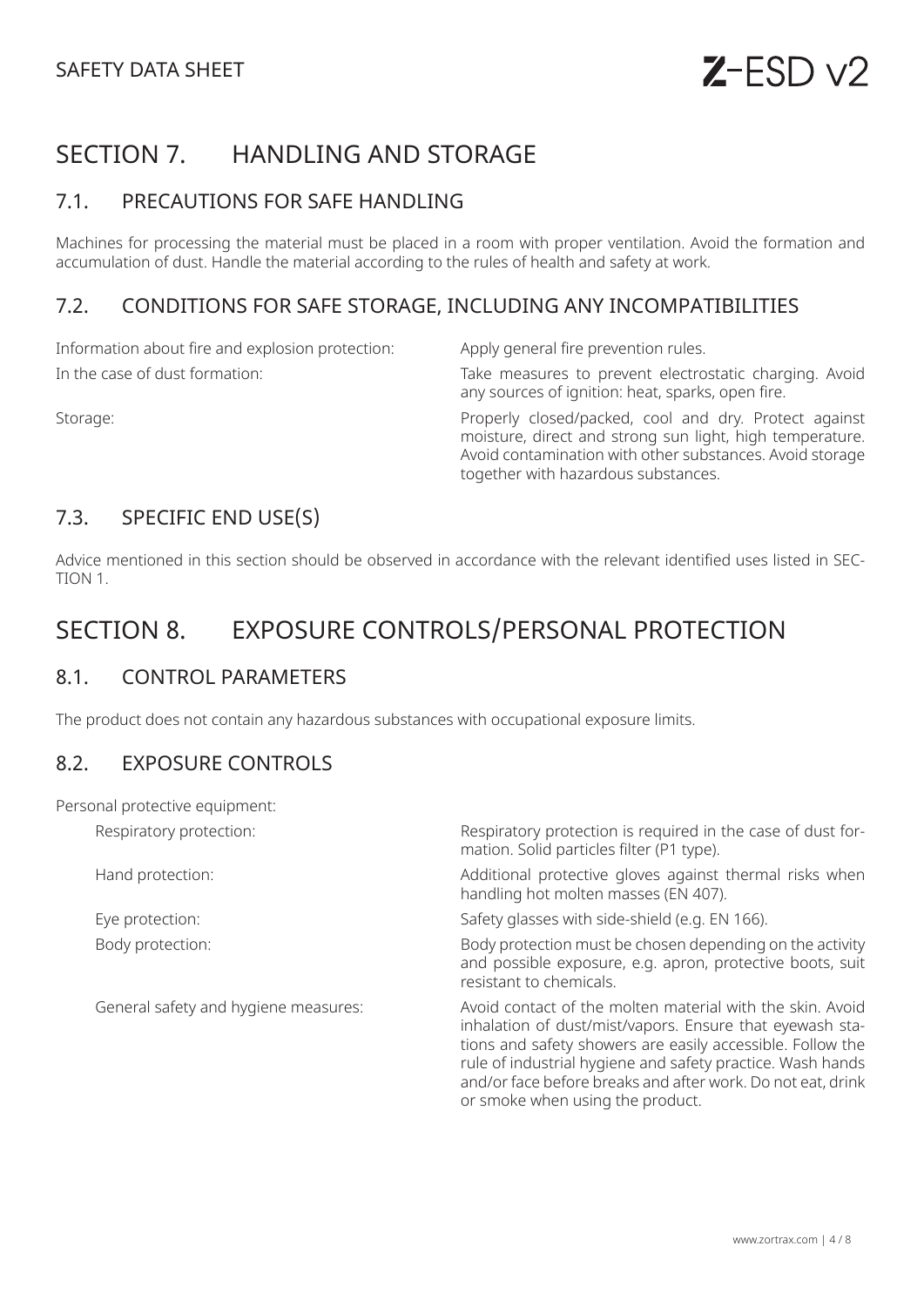# SECTION 7. HANDLING AND STORAGE

## 7.1. PRECAUTIONS FOR SAFE HANDLING

Machines for processing the material must be placed in a room with proper ventilation. Avoid the formation and accumulation of dust. Handle the material according to the rules of health and safety at work.

## 7.2. CONDITIONS FOR SAFE STORAGE, INCLUDING ANY INCOMPATIBILITIES

| | |
|---|---|
| Information about fire and explosion protection: | Apply general fire prevention rules. |
| In the case of dust formation: | Take measures to prevent electrostatic charging. Avoid any sources of ignition: heat, sparks, open fire. |
| Storage: | Properly closed/packed, cool and dry. Protect against moisture, direct and strong sun light, high temperature. Avoid contamination with other substances. Avoid storage together with hazardous substances. |

## 7.3. SPECIFIC END USE(S)

Advice mentioned in this section should be observed in accordance with the relevant identified uses listed in SECTION 1.

# SECTION 8. EXPOSURE CONTROLS/PERSONAL PROTECTION

## 8.1. CONTROL PARAMETERS

The product does not contain any hazardous substances with occupational exposure limits.

## 8.2. EXPOSURE CONTROLS

Personal protective equipment:

| | |
|---|---|
| Respiratory protection: | Respiratory protection is required in the case of dust formation. Solid particles filter (P1 type). |
| Hand protection: | Additional protective gloves against thermal risks when handling hot molten masses (EN 407). |
| Eye protection: | Safety glasses with side-shield (e.g. EN 166). |
| Body protection: | Body protection must be chosen depending on the activity and possible exposure, e.g. apron, protective boots, suit resistant to chemicals. |
| General safety and hygiene measures: | Avoid contact of the molten material with the skin. Avoid inhalation of dust/mist/vapors. Ensure that eyewash stations and safety showers are easily accessible. Follow the rule of industrial hygiene and safety practice. Wash hands and/or face before breaks and after work. Do not eat, drink or smoke when using the product. |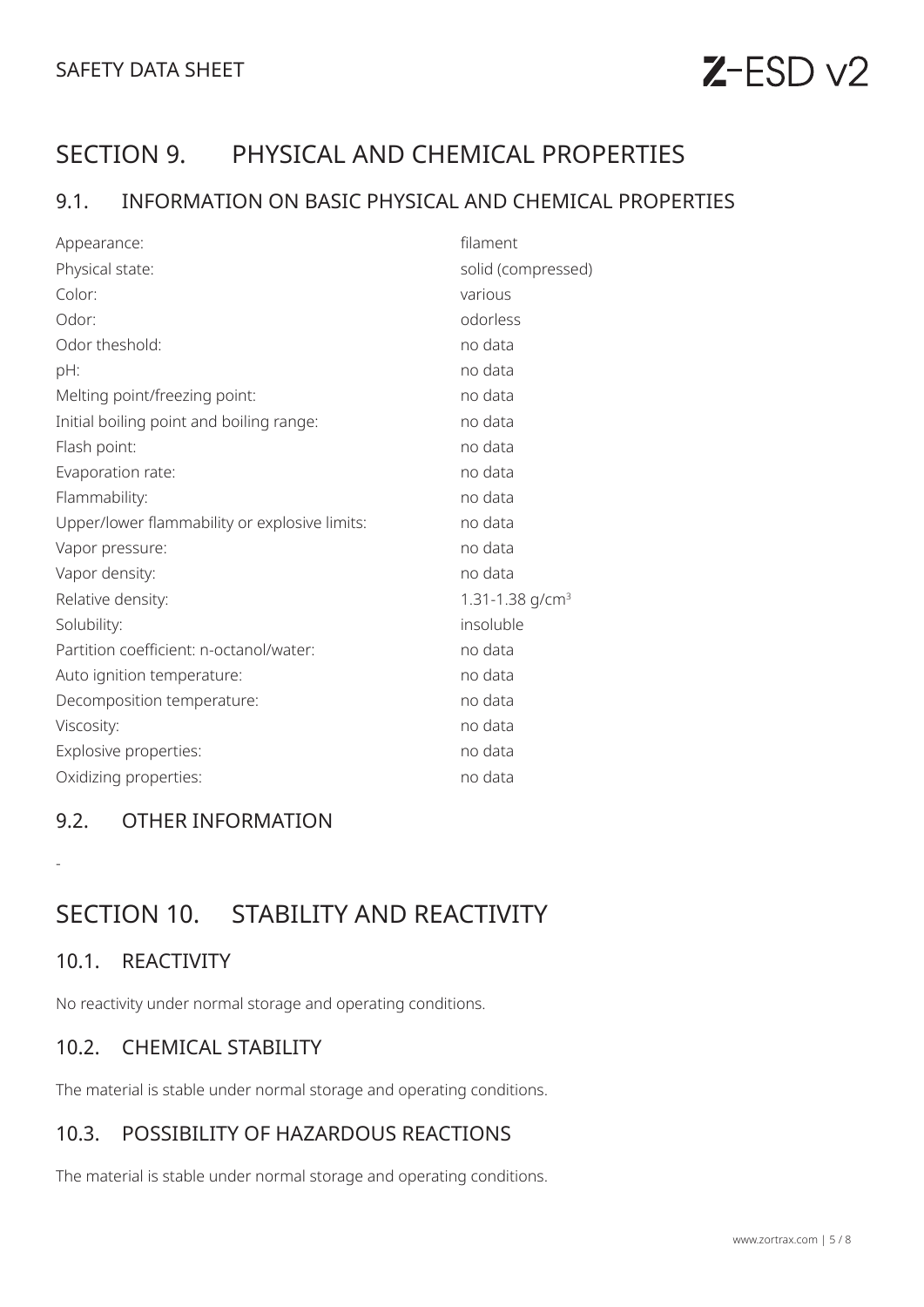# SECTION 9. PHYSICAL AND CHEMICAL PROPERTIES

## 9.1. INFORMATION ON BASIC PHYSICAL AND CHEMICAL PROPERTIES

| | |
|---|---|
| Appearance: | filament |
| Physical state: | solid (compressed) |
| Color: | various |
| Odor: | odorless |
| Odor theshold: | no data |
| pH: | no data |
| Melting point/freezing point: | no data |
| Initial boiling point and boiling range: | no data |
| Flash point: | no data |
| Evaporation rate: | no data |
| Flammability: | no data |
| Upper/lower flammability or explosive limits: | no data |
| Vapor pressure: | no data |
| Vapor density: | no data |
| Relative density: | 1.31-1.38 g/cm$^3$ |
| Solubility: | insoluble |
| Partition coefficient: n-octanol/water: | no data |
| Auto ignition temperature: | no data |
| Decomposition temperature: | no data |
| Viscosity: | no data |
| Explosive properties: | no data |
| Oxidizing properties: | no data |

## 9.2. OTHER INFORMATION

-

# SECTION 10. STABILITY AND REACTIVITY

## 10.1. REACTIVITY

No reactivity under normal storage and operating conditions.

## 10.2. CHEMICAL STABILITY

The material is stable under normal storage and operating conditions.

## 10.3. POSSIBILITY OF HAZARDOUS REACTIONS

The material is stable under normal storage and operating conditions.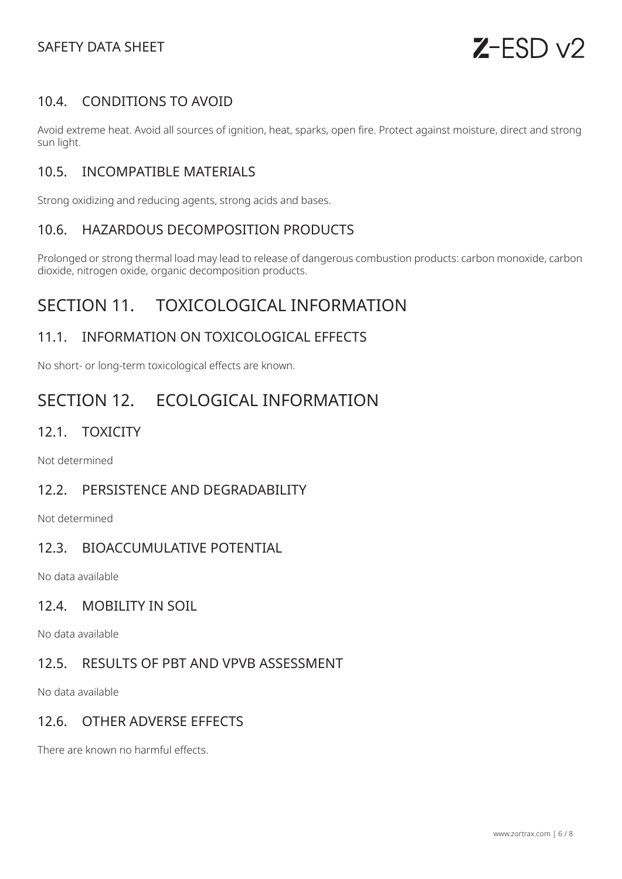### 10.4. CONDITIONS TO AVOID

Avoid extreme heat. Avoid all sources of ignition, heat, sparks, open fire. Protect against moisture, direct and strong sun light.

### 10.5. INCOMPATIBLE MATERIALS

Strong oxidizing and reducing agents, strong acids and bases.

### 10.6. HAZARDOUS DECOMPOSITION PRODUCTS

Prolonged or strong thermal load may lead to release of dangerous combustion products: carbon monoxide, carbon dioxide, nitrogen oxide, organic decomposition products.

## SECTION 11. TOXICOLOGICAL INFORMATION

### 11.1. INFORMATION ON TOXICOLOGICAL EFFECTS

No short- or long-term toxicological effects are known.

## SECTION 12. ECOLOGICAL INFORMATION

### 12.1. TOXICITY

Not determined

### 12.2. PERSISTENCE AND DEGRADABILITY

Not determined

### 12.3. BIOACCUMULATIVE POTENTIAL

No data available

### 12.4. MOBILITY IN SOIL

No data available

### 12.5. RESULTS OF PBT AND VPVB ASSESSMENT

No data available

### 12.6. OTHER ADVERSE EFFECTS

There are known no harmful effects.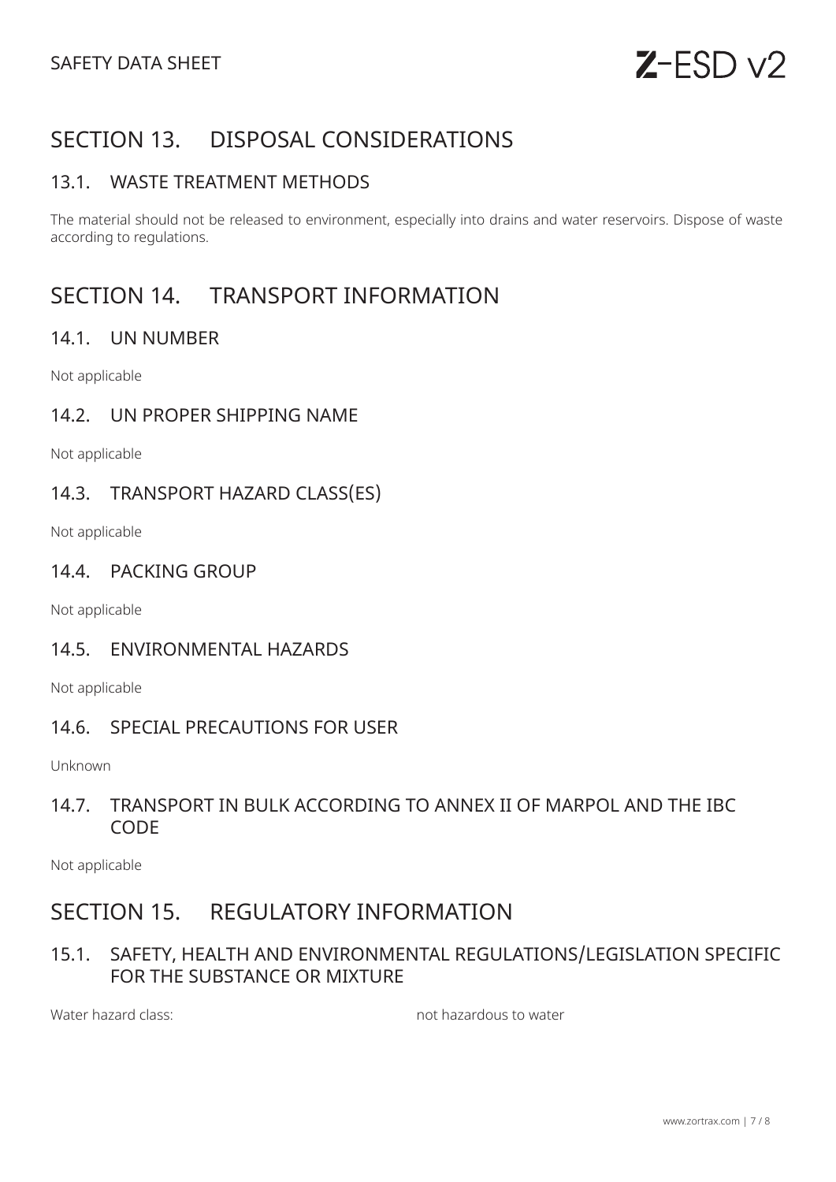# SECTION 13. DISPOSAL CONSIDERATIONS

## 13.1. WASTE TREATMENT METHODS

The material should not be released to environment, especially into drains and water reservoirs. Dispose of waste according to regulations.

# SECTION 14. TRANSPORT INFORMATION

## 14.1. UN NUMBER

Not applicable

## 14.2. UN PROPER SHIPPING NAME

Not applicable

## 14.3. TRANSPORT HAZARD CLASS(ES)

Not applicable

## 14.4. PACKING GROUP

Not applicable

## 14.5. ENVIRONMENTAL HAZARDS

Not applicable

## 14.6. SPECIAL PRECAUTIONS FOR USER

Unknown

## 14.7. TRANSPORT IN BULK ACCORDING TO ANNEX II OF MARPOL AND THE IBC CODE

Not applicable

# SECTION 15. REGULATORY INFORMATION

## 15.1. SAFETY, HEALTH AND ENVIRONMENTAL REGULATIONS/LEGISLATION SPECIFIC FOR THE SUBSTANCE OR MIXTURE

| Water hazard class: | not hazardous to water |
|---|---|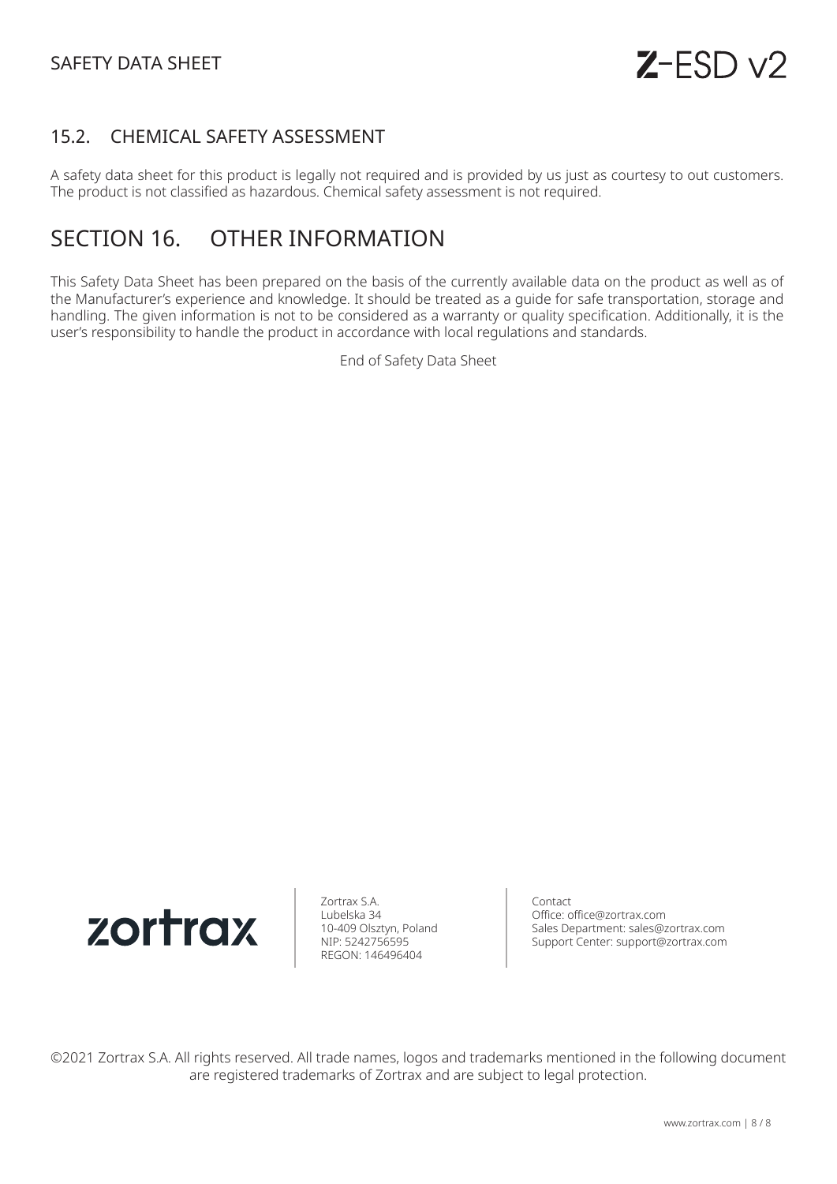### 15.2. CHEMICAL SAFETY ASSESSMENT

A safety data sheet for this product is legally not required and is provided by us just as courtesy to out customers. The product is not classified as hazardous. Chemical safety assessment is not required.

## SECTION 16. OTHER INFORMATION

This Safety Data Sheet has been prepared on the basis of the currently available data on the product as well as of the Manufacturer's experience and knowledge. It should be treated as a guide for safe transportation, storage and handling. The given information is not to be considered as a warranty or quality specification. Additionally, it is the user's responsibility to handle the product in accordance with local regulations and standards.

End of Safety Data Sheet

zortrax

Zortrax S.A.
Lubelska 34
10-409 Olsztyn, Poland
NIP: 5242756595
REGON: 146496404

Contact
Office: office@zortrax.com
Sales Department: sales@zortrax.com
Support Center: support@zortrax.com

©2021 Zortrax S.A. All rights reserved. All trade names, logos and trademarks mentioned in the following document are registered trademarks of Zortrax and are subject to legal protection.